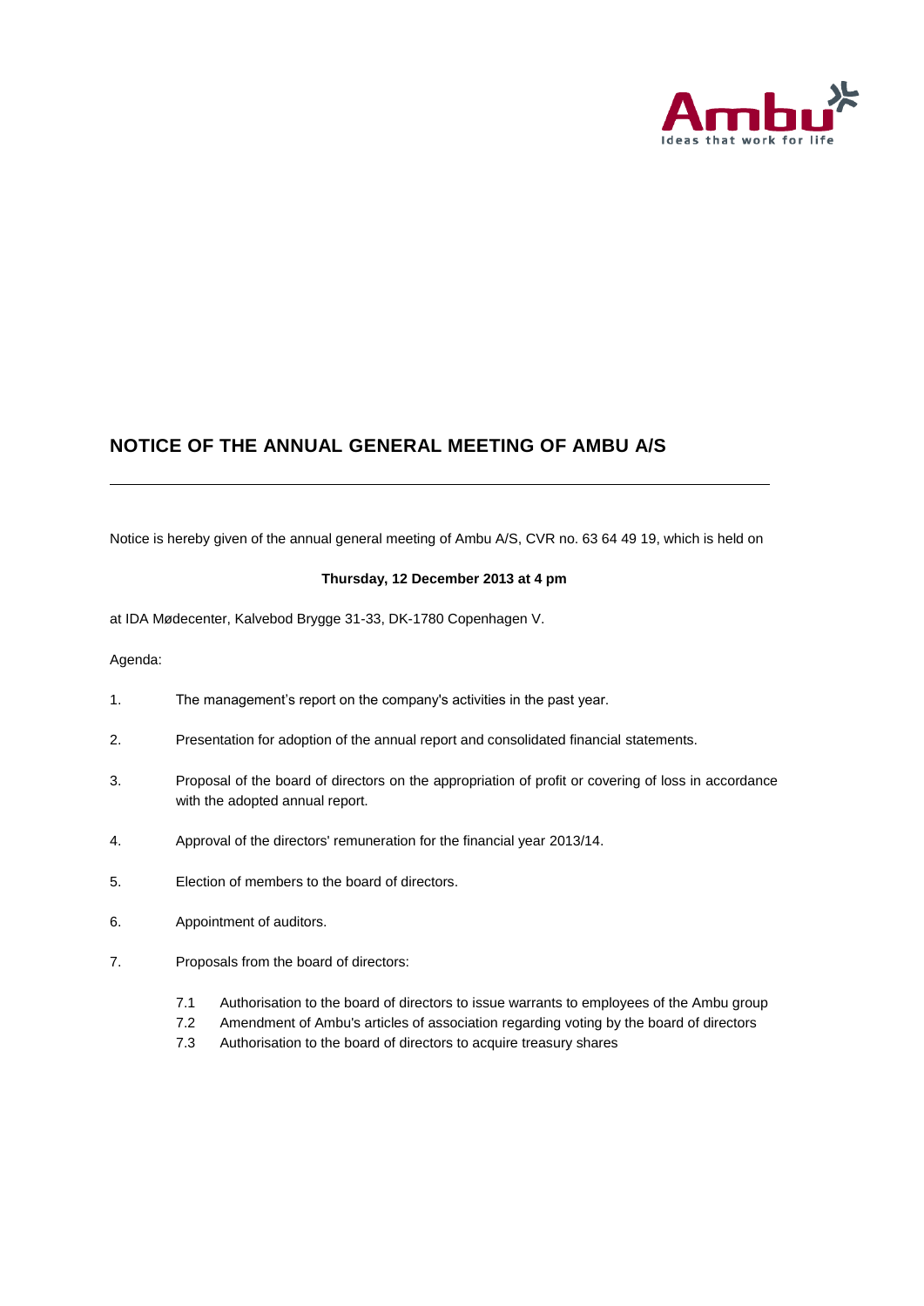# NOTICE OF THE ANNUAL GENERAL MEETING OF AMBU A/S

Notice is hereby given of the annual general meeting of Ambu A/S, CVR no. 63 64 49 19, which is held on

**Thursday, 12 December 2013 at 4 pm**

at IDA Mødecenter, Kalvebod Brygge 31-33, DK-1780 Copenhagen V.

Agenda:

1. The management's report on the company's activities in the past year.
2. Presentation for adoption of the annual report and consolidated financial statements.
3. Proposal of the board of directors on the appropriation of profit or covering of loss in accordance with the adopted annual report.
4. Approval of the directors' remuneration for the financial year 2013/14.
5. Election of members to the board of directors.
6. Appointment of auditors.
7. Proposals from the board of directors:

   7.1 Authorisation to the board of directors to issue warrants to employees of the Ambu group

   7.2 Amendment of Ambu's articles of association regarding voting by the board of directors

   7.3 Authorisation to the board of directors to acquire treasury shares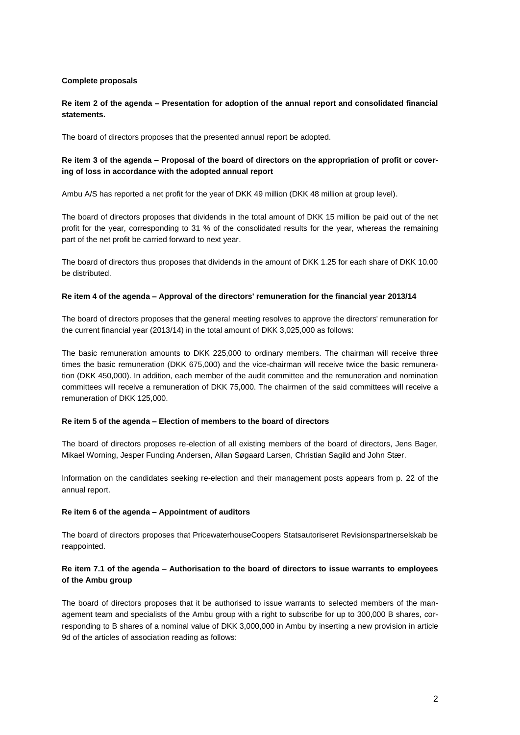**Complete proposals**

**Re item 2 of the agenda – Presentation for adoption of the annual report and consolidated financial statements.**

The board of directors proposes that the presented annual report be adopted.

**Re item 3 of the agenda – Proposal of the board of directors on the appropriation of profit or covering of loss in accordance with the adopted annual report**

Ambu A/S has reported a net profit for the year of DKK 49 million (DKK 48 million at group level).

The board of directors proposes that dividends in the total amount of DKK 15 million be paid out of the net profit for the year, corresponding to 31 % of the consolidated results for the year, whereas the remaining part of the net profit be carried forward to next year.

The board of directors thus proposes that dividends in the amount of DKK 1.25 for each share of DKK 10.00 be distributed.

**Re item 4 of the agenda – Approval of the directors' remuneration for the financial year 2013/14**

The board of directors proposes that the general meeting resolves to approve the directors' remuneration for the current financial year (2013/14) in the total amount of DKK 3,025,000 as follows:

The basic remuneration amounts to DKK 225,000 to ordinary members. The chairman will receive three times the basic remuneration (DKK 675,000) and the vice-chairman will receive twice the basic remuneration (DKK 450,000). In addition, each member of the audit committee and the remuneration and nomination committees will receive a remuneration of DKK 75,000. The chairmen of the said committees will receive a remuneration of DKK 125,000.

**Re item 5 of the agenda – Election of members to the board of directors**

The board of directors proposes re-election of all existing members of the board of directors, Jens Bager, Mikael Worning, Jesper Funding Andersen, Allan Søgaard Larsen, Christian Sagild and John Stær.

Information on the candidates seeking re-election and their management posts appears from p. 22 of the annual report.

**Re item 6 of the agenda – Appointment of auditors**

The board of directors proposes that PricewaterhouseCoopers Statsautoriseret Revisionspartnerselskab be reappointed.

**Re item 7.1 of the agenda – Authorisation to the board of directors to issue warrants to employees of the Ambu group**

The board of directors proposes that it be authorised to issue warrants to selected members of the management team and specialists of the Ambu group with a right to subscribe for up to 300,000 B shares, corresponding to B shares of a nominal value of DKK 3,000,000 in Ambu by inserting a new provision in article 9d of the articles of association reading as follows: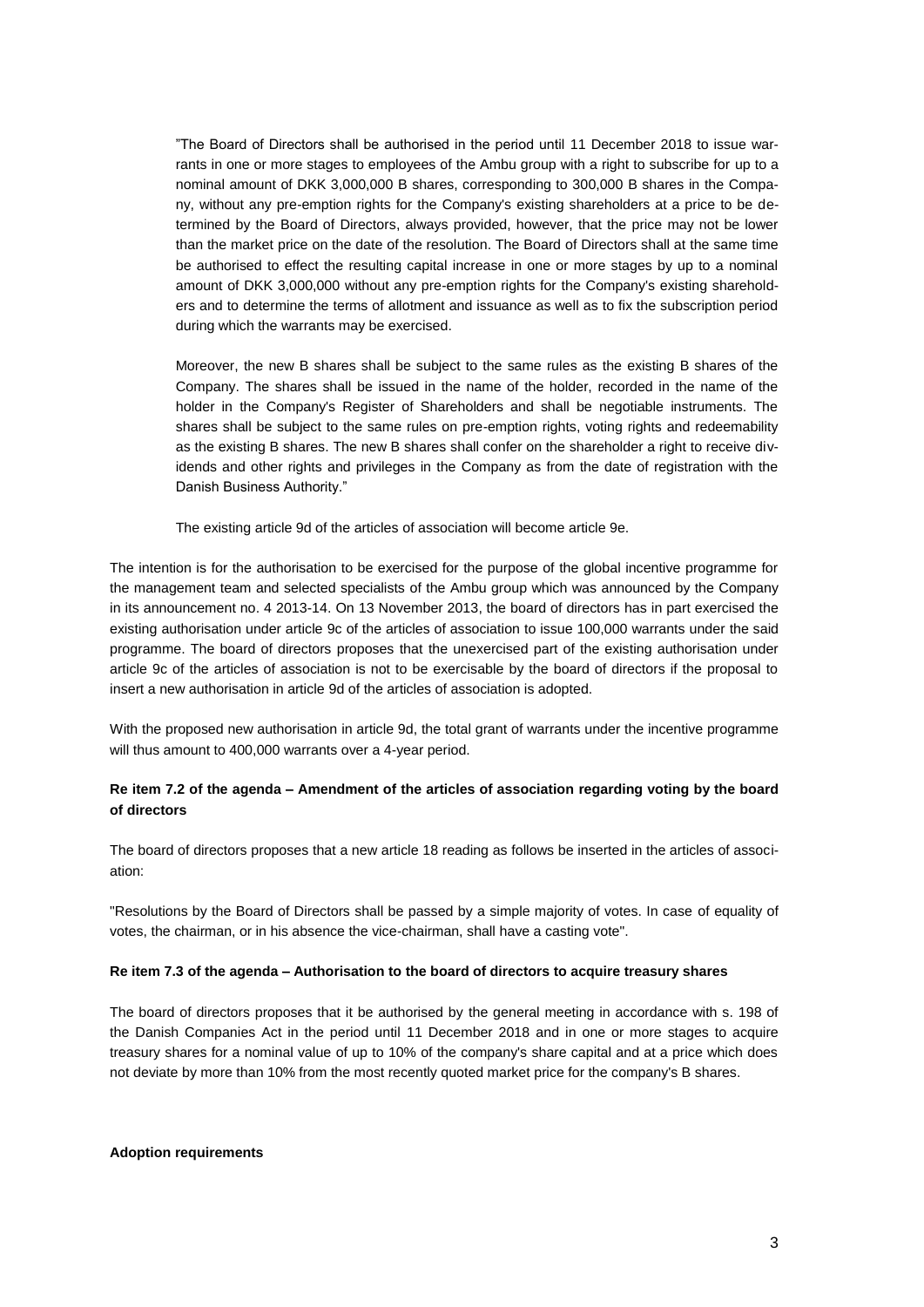"The Board of Directors shall be authorised in the period until 11 December 2018 to issue warrants in one or more stages to employees of the Ambu group with a right to subscribe for up to a nominal amount of DKK 3,000,000 B shares, corresponding to 300,000 B shares in the Company, without any pre-emption rights for the Company's existing shareholders at a price to be determined by the Board of Directors, always provided, however, that the price may not be lower than the market price on the date of the resolution. The Board of Directors shall at the same time be authorised to effect the resulting capital increase in one or more stages by up to a nominal amount of DKK 3,000,000 without any pre-emption rights for the Company's existing shareholders and to determine the terms of allotment and issuance as well as to fix the subscription period during which the warrants may be exercised.

Moreover, the new B shares shall be subject to the same rules as the existing B shares of the Company. The shares shall be issued in the name of the holder, recorded in the name of the holder in the Company's Register of Shareholders and shall be negotiable instruments. The shares shall be subject to the same rules on pre-emption rights, voting rights and redeemability as the existing B shares. The new B shares shall confer on the shareholder a right to receive dividends and other rights and privileges in the Company as from the date of registration with the Danish Business Authority."

The existing article 9d of the articles of association will become article 9e.

The intention is for the authorisation to be exercised for the purpose of the global incentive programme for the management team and selected specialists of the Ambu group which was announced by the Company in its announcement no. 4 2013-14. On 13 November 2013, the board of directors has in part exercised the existing authorisation under article 9c of the articles of association to issue 100,000 warrants under the said programme. The board of directors proposes that the unexercised part of the existing authorisation under article 9c of the articles of association is not to be exercisable by the board of directors if the proposal to insert a new authorisation in article 9d of the articles of association is adopted.

With the proposed new authorisation in article 9d, the total grant of warrants under the incentive programme will thus amount to 400,000 warrants over a 4-year period.

**Re item 7.2 of the agenda – Amendment of the articles of association regarding voting by the board of directors**

The board of directors proposes that a new article 18 reading as follows be inserted in the articles of association:

"Resolutions by the Board of Directors shall be passed by a simple majority of votes. In case of equality of votes, the chairman, or in his absence the vice-chairman, shall have a casting vote".

**Re item 7.3 of the agenda – Authorisation to the board of directors to acquire treasury shares**

The board of directors proposes that it be authorised by the general meeting in accordance with s. 198 of the Danish Companies Act in the period until 11 December 2018 and in one or more stages to acquire treasury shares for a nominal value of up to 10% of the company's share capital and at a price which does not deviate by more than 10% from the most recently quoted market price for the company's B shares.

**Adoption requirements**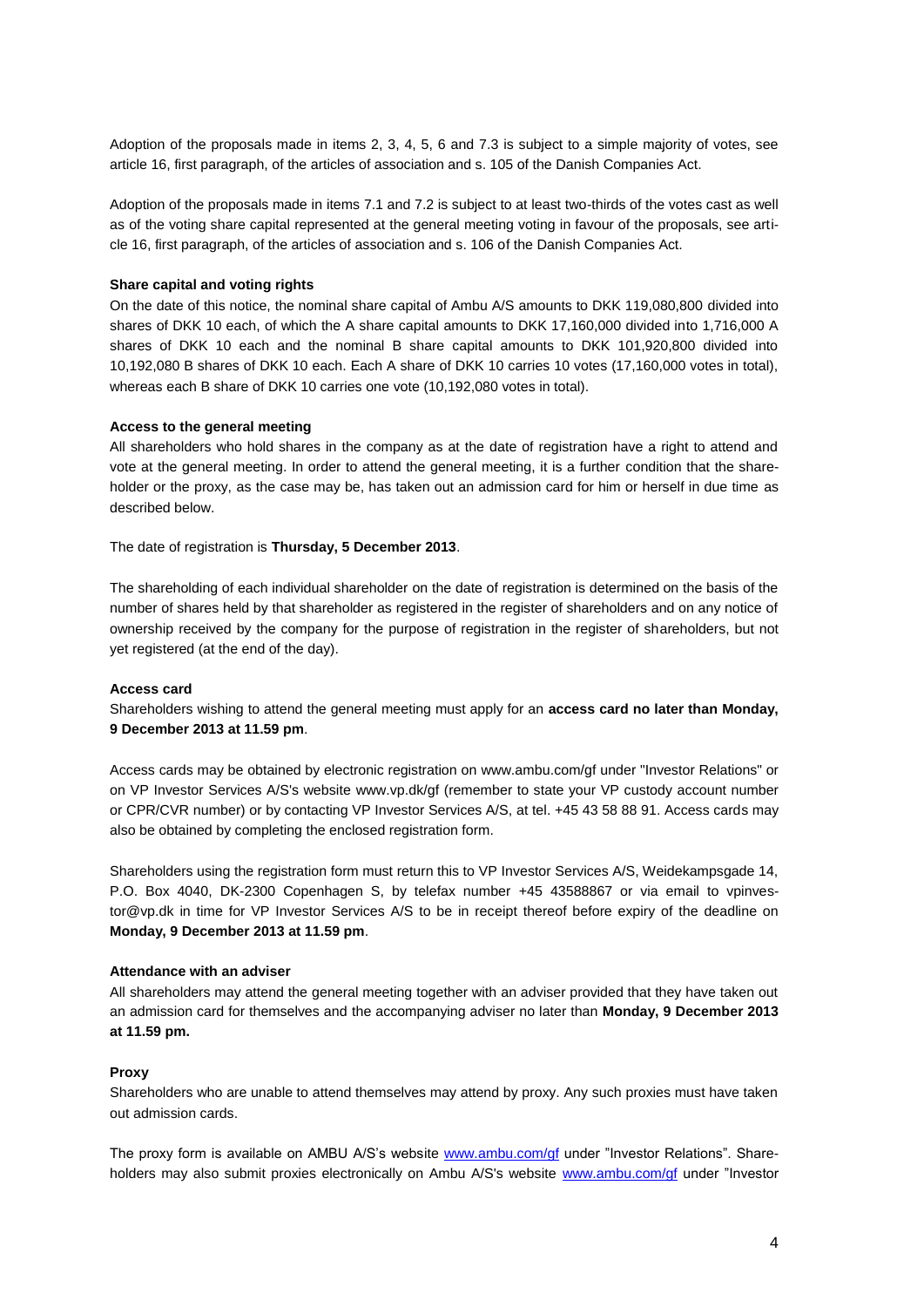Adoption of the proposals made in items 2, 3, 4, 5, 6 and 7.3 is subject to a simple majority of votes, see article 16, first paragraph, of the articles of association and s. 105 of the Danish Companies Act.

Adoption of the proposals made in items 7.1 and 7.2 is subject to at least two-thirds of the votes cast as well as of the voting share capital represented at the general meeting voting in favour of the proposals, see article 16, first paragraph, of the articles of association and s. 106 of the Danish Companies Act.

**Share capital and voting rights**

On the date of this notice, the nominal share capital of Ambu A/S amounts to DKK 119,080,800 divided into shares of DKK 10 each, of which the A share capital amounts to DKK 17,160,000 divided into 1,716,000 A shares of DKK 10 each and the nominal B share capital amounts to DKK 101,920,800 divided into 10,192,080 B shares of DKK 10 each. Each A share of DKK 10 carries 10 votes (17,160,000 votes in total), whereas each B share of DKK 10 carries one vote (10,192,080 votes in total).

**Access to the general meeting**

All shareholders who hold shares in the company as at the date of registration have a right to attend and vote at the general meeting. In order to attend the general meeting, it is a further condition that the shareholder or the proxy, as the case may be, has taken out an admission card for him or herself in due time as described below.

The date of registration is **Thursday, 5 December 2013**.

The shareholding of each individual shareholder on the date of registration is determined on the basis of the number of shares held by that shareholder as registered in the register of shareholders and on any notice of ownership received by the company for the purpose of registration in the register of shareholders, but not yet registered (at the end of the day).

**Access card**

Shareholders wishing to attend the general meeting must apply for an **access card no later than Monday, 9 December 2013 at 11.59 pm**.

Access cards may be obtained by electronic registration on www.ambu.com/gf under "Investor Relations" or on VP Investor Services A/S's website www.vp.dk/gf (remember to state your VP custody account number or CPR/CVR number) or by contacting VP Investor Services A/S, at tel. +45 43 58 88 91. Access cards may also be obtained by completing the enclosed registration form.

Shareholders using the registration form must return this to VP Investor Services A/S, Weidekampsgade 14, P.O. Box 4040, DK-2300 Copenhagen S, by telefax number +45 43588867 or via email to vpinvestor@vp.dk in time for VP Investor Services A/S to be in receipt thereof before expiry of the deadline on **Monday, 9 December 2013 at 11.59 pm**.

**Attendance with an adviser**

All shareholders may attend the general meeting together with an adviser provided that they have taken out an admission card for themselves and the accompanying adviser no later than **Monday, 9 December 2013 at 11.59 pm.**

**Proxy**

Shareholders who are unable to attend themselves may attend by proxy. Any such proxies must have taken out admission cards.

The proxy form is available on AMBU A/S's website www.ambu.com/gf under "Investor Relations". Shareholders may also submit proxies electronically on Ambu A/S's website www.ambu.com/gf under "Investor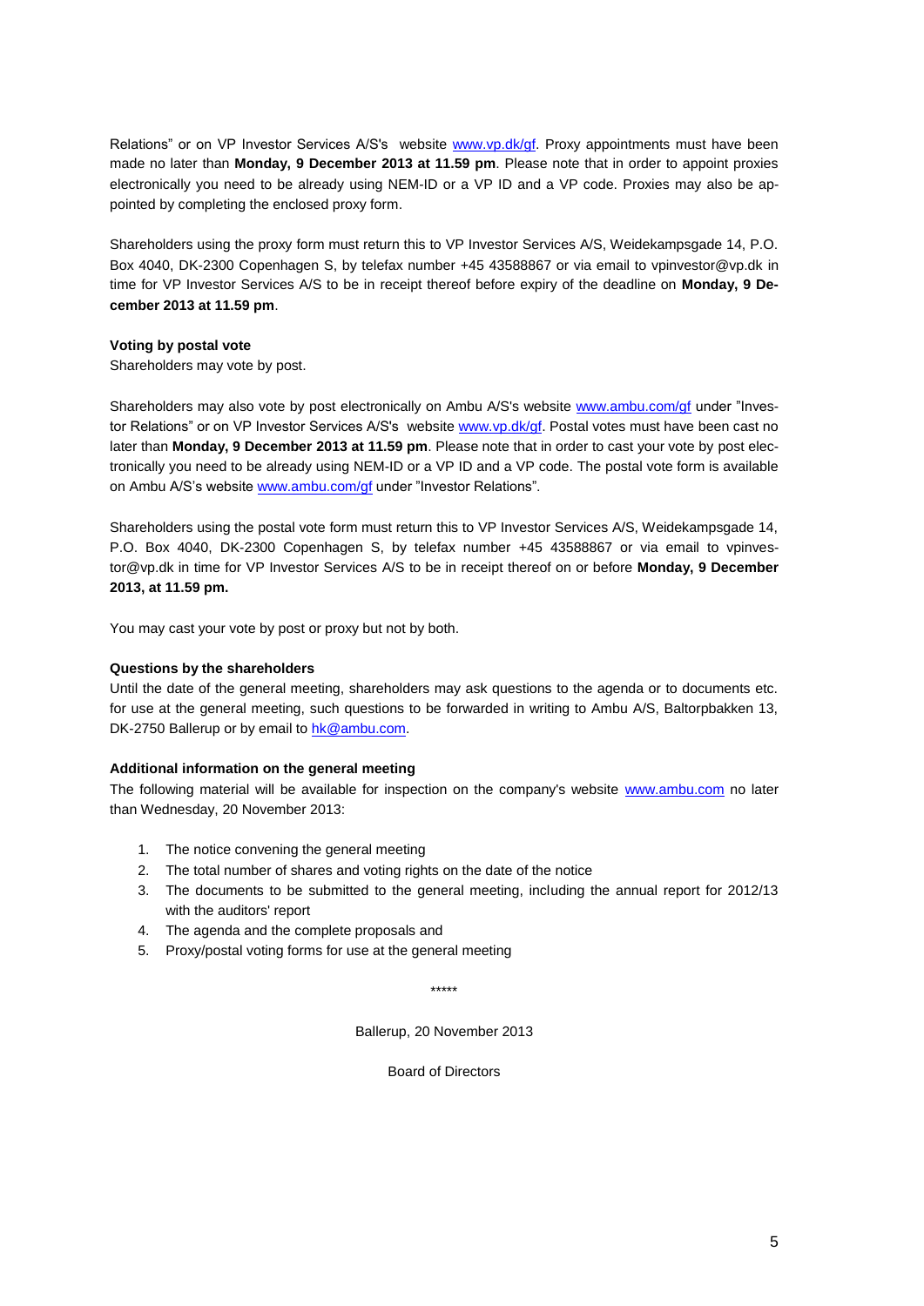Relations" or on VP Investor Services A/S's website www.vp.dk/gf. Proxy appointments must have been made no later than **Monday, 9 December 2013 at 11.59 pm**. Please note that in order to appoint proxies electronically you need to be already using NEM-ID or a VP ID and a VP code. Proxies may also be appointed by completing the enclosed proxy form.

Shareholders using the proxy form must return this to VP Investor Services A/S, Weidekampsgade 14, P.O. Box 4040, DK-2300 Copenhagen S, by telefax number +45 43588867 or via email to vpinvestor@vp.dk in time for VP Investor Services A/S to be in receipt thereof before expiry of the deadline on **Monday, 9 December 2013 at 11.59 pm**.

**Voting by postal vote**

Shareholders may vote by post.

Shareholders may also vote by post electronically on Ambu A/S's website www.ambu.com/gf under "Investor Relations" or on VP Investor Services A/S's website www.vp.dk/gf. Postal votes must have been cast no later than **Monday, 9 December 2013 at 11.59 pm**. Please note that in order to cast your vote by post electronically you need to be already using NEM-ID or a VP ID and a VP code. The postal vote form is available on Ambu A/S's website www.ambu.com/gf under "Investor Relations".

Shareholders using the postal vote form must return this to VP Investor Services A/S, Weidekampsgade 14, P.O. Box 4040, DK-2300 Copenhagen S, by telefax number +45 43588867 or via email to vpinvestor@vp.dk in time for VP Investor Services A/S to be in receipt thereof on or before **Monday, 9 December 2013, at 11.59 pm.**

You may cast your vote by post or proxy but not by both.

**Questions by the shareholders**

Until the date of the general meeting, shareholders may ask questions to the agenda or to documents etc. for use at the general meeting, such questions to be forwarded in writing to Ambu A/S, Baltorpbakken 13, DK-2750 Ballerup or by email to hk@ambu.com.

**Additional information on the general meeting**

The following material will be available for inspection on the company's website www.ambu.com no later than Wednesday, 20 November 2013:

1. The notice convening the general meeting
2. The total number of shares and voting rights on the date of the notice
3. The documents to be submitted to the general meeting, including the annual report for 2012/13 with the auditors' report
4. The agenda and the complete proposals and
5. Proxy/postal voting forms for use at the general meeting

*****

Ballerup, 20 November 2013

Board of Directors